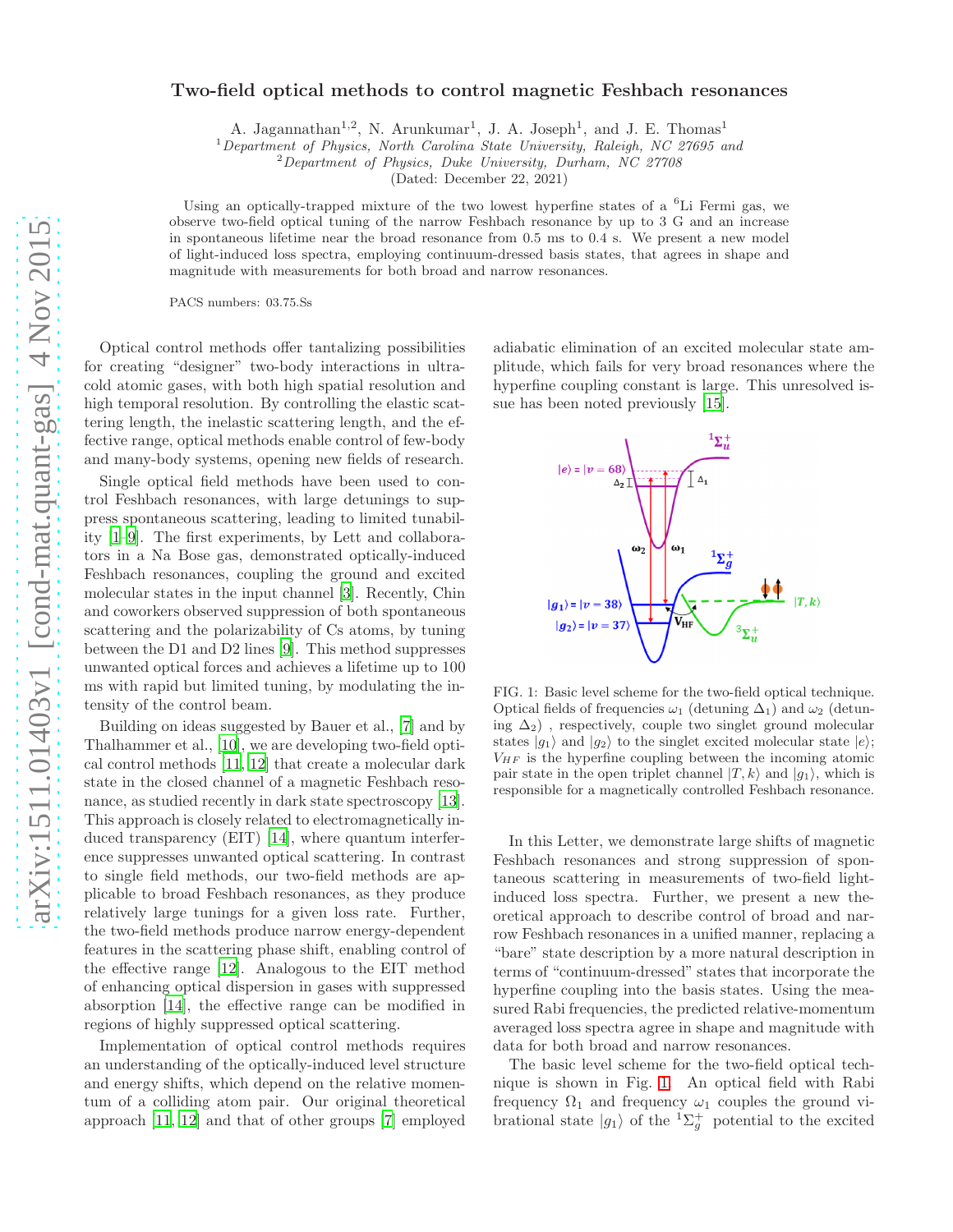# Two-field optical methods to control magnetic Feshbach resonances

A. Jagannathan[1,2], N. Arunkumar[1], J. A. Joseph[1], and J. E. Thomas[1]

[1] *Department of Physics, North Carolina State University, Raleigh, NC 27695 and*
[2] *Department of Physics, Duke University, Durham, NC 27708*

(Dated: December 22, 2021)

Using an optically-trapped mixture of the two lowest hyperfine states of a $^6$Li Fermi gas, we observe two-field optical tuning of the narrow Feshbach resonance by up to 3 G and an increase in spontaneous lifetime near the broad resonance from 0.5 ms to 0.4 s. We present a new model of light-induced loss spectra, employing continuum-dressed basis states, that agrees in shape and magnitude with measurements for both broad and narrow resonances.

PACS numbers: 03.75.Ss

Optical control methods offer tantalizing possibilities for creating "designer" two-body interactions in ultracold atomic gases, with both high spatial resolution and high temporal resolution. By controlling the elastic scattering length, the inelastic scattering length, and the effective range, optical methods enable control of few-body and many-body systems, opening new fields of research.

Single optical field methods have been used to control Feshbach resonances, with large detunings to suppress spontaneous scattering, leading to limited tunability [1–9]. The first experiments, by Lett and collaborators in a Na Bose gas, demonstrated optically-induced Feshbach resonances, coupling the ground and excited molecular states in the input channel [3]. Recently, Chin and coworkers observed suppression of both spontaneous scattering and the polarizability of Cs atoms, by tuning between the D1 and D2 lines [9]. This method suppresses unwanted optical forces and achieves a lifetime up to 100 ms with rapid but limited tuning, by modulating the intensity of the control beam.

Building on ideas suggested by Bauer et al., [7] and by Thalhammer et al., [10], we are developing two-field optical control methods [11, 12] that create a molecular dark state in the closed channel of a magnetic Feshbach resonance, as studied recently in dark state spectroscopy [13]. This approach is closely related to electromagnetically induced transparency (EIT) [14], where quantum interference suppresses unwanted optical scattering. In contrast to single field methods, our two-field methods are applicable to broad Feshbach resonances, as they produce relatively large tunings for a given loss rate. Further, the two-field methods produce narrow energy-dependent features in the scattering phase shift, enabling control of the effective range [12]. Analogous to the EIT method of enhancing optical dispersion in gases with suppressed absorption [14], the effective range can be modified in regions of highly suppressed optical scattering.

Implementation of optical control methods requires an understanding of the optically-induced level structure and energy shifts, which depend on the relative momentum of a colliding atom pair. Our original theoretical approach [11, 12] and that of other groups [7] employed adiabatic elimination of an excited molecular state amplitude, which fails for very broad resonances where the hyperfine coupling constant is large. This unresolved issue has been noted previously [15].

FIG. 1: Basic level scheme for the two-field optical technique. Optical fields of frequencies $\omega_1$ (detuning $\Delta_1$) and $\omega_2$ (detuning $\Delta_2$) , respectively, couple two singlet ground molecular states $|g_1\rangle$ and $|g_2\rangle$ to the singlet excited molecular state $|e\rangle$; $V_{HF}$ is the hyperfine coupling between the incoming atomic pair state in the open triplet channel $|T, k\rangle$ and $|g_1\rangle$, which is responsible for a magnetically controlled Feshbach resonance.

In this Letter, we demonstrate large shifts of magnetic Feshbach resonances and strong suppression of spontaneous scattering in measurements of two-field light-induced loss spectra. Further, we present a new theoretical approach to describe control of broad and narrow Feshbach resonances in a unified manner, replacing a "bare" state description by a more natural description in terms of "continuum-dressed" states that incorporate the hyperfine coupling into the basis states. Using the measured Rabi frequencies, the predicted relative-momentum averaged loss spectra agree in shape and magnitude with data for both broad and narrow resonances.

The basic level scheme for the two-field optical technique is shown in Fig. 1. An optical field with Rabi frequency $\Omega_1$ and frequency $\omega_1$ couples the ground vibrational state $|g_1\rangle$ of the $^1\Sigma_g^+$ potential to the excited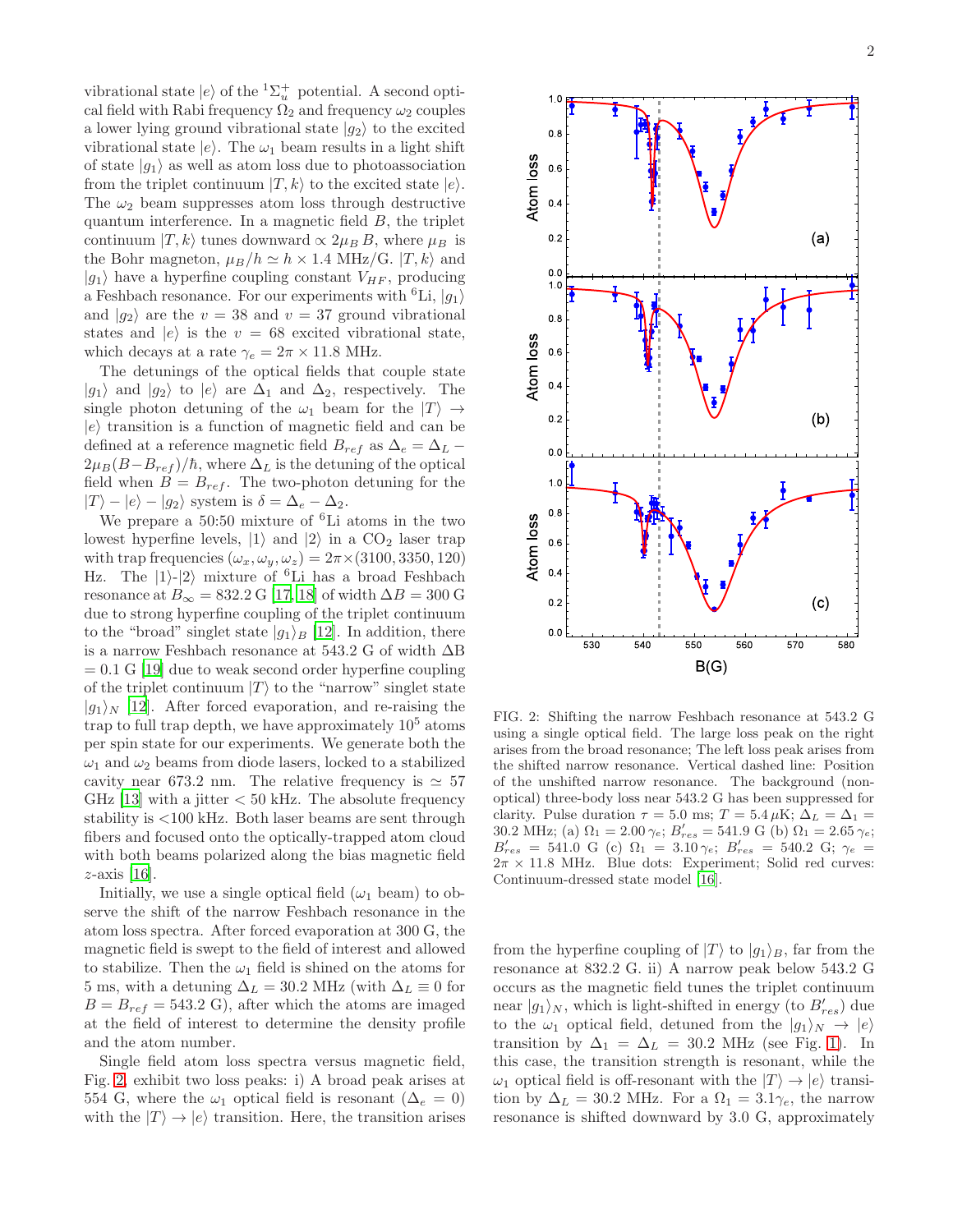vibrational state $|e\rangle$ of the $^1\Sigma_u^+$ potential. A second optical field with Rabi frequency $\Omega_2$ and frequency $\omega_2$ couples a lower lying ground vibrational state $|g_2\rangle$ to the excited vibrational state $|e\rangle$. The $\omega_1$ beam results in a light shift of state $|g_1\rangle$ as well as atom loss due to photoassociation from the triplet continuum $|T, k\rangle$ to the excited state $|e\rangle$. The $\omega_2$ beam suppresses atom loss through destructive quantum interference. In a magnetic field $B$, the triplet continuum $|T, k\rangle$ tunes downward $\propto 2\mu_B B$, where $\mu_B$ is the Bohr magneton, $\mu_B/h \simeq h \times 1.4$ MHz/G. $|T, k\rangle$ and $|g_1\rangle$ have a hyperfine coupling constant $V_{HF}$, producing a Feshbach resonance. For our experiments with $^6$Li, $|g_1\rangle$ and $|g_2\rangle$ are the $v = 38$ and $v = 37$ ground vibrational states and $|e\rangle$ is the $v = 68$ excited vibrational state, which decays at a rate $\gamma_e = 2\pi \times 11.8$ MHz.

The detunings of the optical fields that couple state $|g_1\rangle$ and $|g_2\rangle$ to $|e\rangle$ are $\Delta_1$ and $\Delta_2$, respectively. The single photon detuning of the $\omega_1$ beam for the $|T\rangle \to |e\rangle$ transition is a function of magnetic field and can be defined at a reference magnetic field $B_{ref}$ as $\Delta_e = \Delta_L - 2\mu_B(B - B_{ref})/\hbar$, where $\Delta_L$ is the detuning of the optical field when $B = B_{ref}$. The two-photon detuning for the $|T\rangle - |e\rangle - |g_2\rangle$ system is $\delta = \Delta_e - \Delta_2$.

We prepare a 50:50 mixture of $^6$Li atoms in the two lowest hyperfine levels, $|1\rangle$ and $|2\rangle$ in a $CO_2$ laser trap with trap frequencies $(\omega_x, \omega_y, \omega_z) = 2\pi \times (3100, 3350, 120)$ Hz. The $|1\rangle$-$|2\rangle$ mixture of $^6$Li has a broad Feshbach resonance at $B_\infty = 832.2$ G [17, 18] of width $\Delta B = 300$ G due to strong hyperfine coupling of the triplet continuum to the "broad" singlet state $|g_1\rangle_B$ [12]. In addition, there is a narrow Feshbach resonance at 543.2 G of width $\Delta$B = 0.1 G [19] due to weak second order hyperfine coupling of the triplet continuum $|T\rangle$ to the "narrow" singlet state $|g_1\rangle_N$ [12]. After forced evaporation, and re-raising the trap to full trap depth, we have approximately $10^5$ atoms per spin state for our experiments. We generate both the $\omega_1$ and $\omega_2$ beams from diode lasers, locked to a stabilized cavity near 673.2 nm. The relative frequency is $\simeq 57$ GHz [13] with a jitter < 50 kHz. The absolute frequency stability is <100 kHz. Both laser beams are sent through fibers and focused onto the optically-trapped atom cloud with both beams polarized along the bias magnetic field $z$-axis [16].

Initially, we use a single optical field ($\omega_1$ beam) to observe the shift of the narrow Feshbach resonance in the atom loss spectra. After forced evaporation at 300 G, the magnetic field is swept to the field of interest and allowed to stabilize. Then the $\omega_1$ field is shined on the atoms for 5 ms, with a detuning $\Delta_L = 30.2$ MHz (with $\Delta_L \equiv 0$ for $B = B_{ref} = 543.2$ G), after which the atoms are imaged at the field of interest to determine the density profile and the atom number.

Single field atom loss spectra versus magnetic field, Fig. 2, exhibit two loss peaks: i) A broad peak arises at 554 G, where the $\omega_1$ optical field is resonant ($\Delta_e = 0$) with the $|T\rangle \to |e\rangle$ transition. Here, the transition arises from the hyperfine coupling of $|T\rangle$ to $|g_1\rangle_B$, far from the resonance at 832.2 G. ii) A narrow peak below 543.2 G occurs as the magnetic field tunes the triplet continuum near $|g_1\rangle_N$, which is light-shifted in energy (to $B'_{res}$) due to the $\omega_1$ optical field, detuned from the $|g_1\rangle_N \to |e\rangle$ transition by $\Delta_1 = \Delta_L = 30.2$ MHz (see Fig. 1). In this case, the transition strength is resonant, while the $\omega_1$ optical field is off-resonant with the $|T\rangle \to |e\rangle$ transition by $\Delta_L = 30.2$ MHz. For a $\Omega_1 = 3.1\gamma_e$, the narrow resonance is shifted downward by 3.0 G, approximately

FIG. 2: Shifting the narrow Feshbach resonance at 543.2 G using a single optical field. The large loss peak on the right arises from the broad resonance; The left loss peak arises from the shifted narrow resonance. Vertical dashed line: Position of the unshifted narrow resonance. The background (non-optical) three-body loss near 543.2 G has been suppressed for clarity. Pulse duration $\tau = 5.0$ ms; $T = 5.4\,\mu$K; $\Delta_L = \Delta_1 = 30.2$ MHz; (a) $\Omega_1 = 2.00\,\gamma_e$; $B'_{res} = 541.9$ G (b) $\Omega_1 = 2.65\,\gamma_e$; $B'_{res} = 541.0$ G (c) $\Omega_1 = 3.10\,\gamma_e$; $B'_{res} = 540.2$ G; $\gamma_e = 2\pi \times 11.8$ MHz. Blue dots: Experiment; Solid red curves: Continuum-dressed state model [16].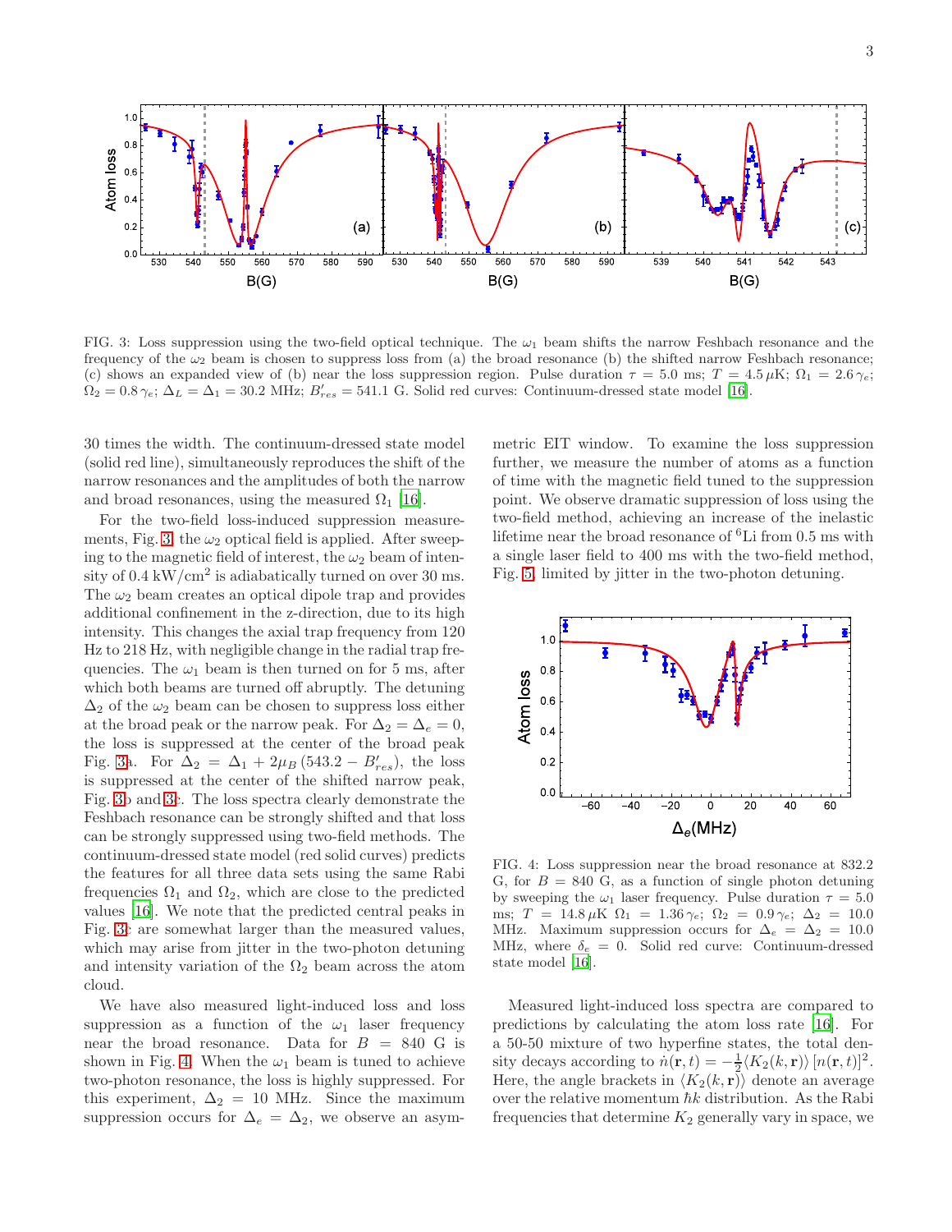FIG. 3: Loss suppression using the two-field optical technique. The $\omega_1$ beam shifts the narrow Feshbach resonance and the frequency of the $\omega_2$ beam is chosen to suppress loss from (a) the broad resonance (b) the shifted narrow Feshbach resonance; (c) shows an expanded view of (b) near the loss suppression region. Pulse duration $\tau = 5.0$ ms; $T = 4.5\,\mu$K; $\Omega_1 = 2.6\,\gamma_e$; $\Omega_2 = 0.8\,\gamma_e$; $\Delta_L = \Delta_1 = 30.2$ MHz; $B'_{res} = 541.1$ G. Solid red curves: Continuum-dressed state model [16].

30 times the width. The continuum-dressed state model (solid red line), simultaneously reproduces the shift of the narrow resonances and the amplitudes of both the narrow and broad resonances, using the measured $\Omega_1$ [16].

For the two-field loss-induced suppression measurements, Fig. 3, the $\omega_2$ optical field is applied. After sweeping to the magnetic field of interest, the $\omega_2$ beam of intensity of 0.4 kW/cm$^2$ is adiabatically turned on over 30 ms. The $\omega_2$ beam creates an optical dipole trap and provides additional confinement in the z-direction, due to its high intensity. This changes the axial trap frequency from 120 Hz to 218 Hz, with negligible change in the radial trap frequencies. The $\omega_1$ beam is then turned on for 5 ms, after which both beams are turned off abruptly. The detuning $\Delta_2$ of the $\omega_2$ beam can be chosen to suppress loss either at the broad peak or the narrow peak. For $\Delta_2 = \Delta_e = 0$, the loss is suppressed at the center of the broad peak Fig. 3a. For $\Delta_2 = \Delta_1 + 2\mu_B\,(543.2 - B'_{res})$, the loss is suppressed at the center of the shifted narrow peak, Fig. 3b and 3c. The loss spectra clearly demonstrate the Feshbach resonance can be strongly shifted and that loss can be strongly suppressed using two-field methods. The continuum-dressed state model (red solid curves) predicts the features for all three data sets using the same Rabi frequencies $\Omega_1$ and $\Omega_2$, which are close to the predicted values [16]. We note that the predicted central peaks in Fig. 3c are somewhat larger than the measured values, which may arise from jitter in the two-photon detuning and intensity variation of the $\Omega_2$ beam across the atom cloud.

We have also measured light-induced loss and loss suppression as a function of the $\omega_1$ laser frequency near the broad resonance. Data for $B = 840$ G is shown in Fig. 4. When the $\omega_1$ beam is tuned to achieve two-photon resonance, the loss is highly suppressed. For this experiment, $\Delta_2 = 10$ MHz. Since the maximum suppression occurs for $\Delta_e = \Delta_2$, we observe an asymmetric EIT window. To examine the loss suppression further, we measure the number of atoms as a function of time with the magnetic field tuned to the suppression point. We observe dramatic suppression of loss using the two-field method, achieving an increase of the inelastic lifetime near the broad resonance of $^6$Li from 0.5 ms with a single laser field to 400 ms with the two-field method, Fig. 5, limited by jitter in the two-photon detuning.

FIG. 4: Loss suppression near the broad resonance at 832.2 G, for $B = 840$ G, as a function of single photon detuning by sweeping the $\omega_1$ laser frequency. Pulse duration $\tau = 5.0$ ms; $T = 14.8\,\mu$K $\Omega_1 = 1.36\,\gamma_e$; $\Omega_2 = 0.9\,\gamma_e$; $\Delta_2 = 10.0$ MHz. Maximum suppression occurs for $\Delta_e = \Delta_2 = 10.0$ MHz, where $\delta_e = 0$. Solid red curve: Continuum-dressed state model [16].

Measured light-induced loss spectra are compared to predictions by calculating the atom loss rate [16]. For a 50-50 mixture of two hyperfine states, the total density decays according to $\dot{n}(\mathbf{r},t) = -\frac{1}{2}\langle K_2(k,\mathbf{r})\rangle\,[n(\mathbf{r},t)]^2$. Here, the angle brackets in $\langle K_2(k,\mathbf{r})\rangle$ denote an average over the relative momentum $\hbar k$ distribution. As the Rabi frequencies that determine $K_2$ generally vary in space, we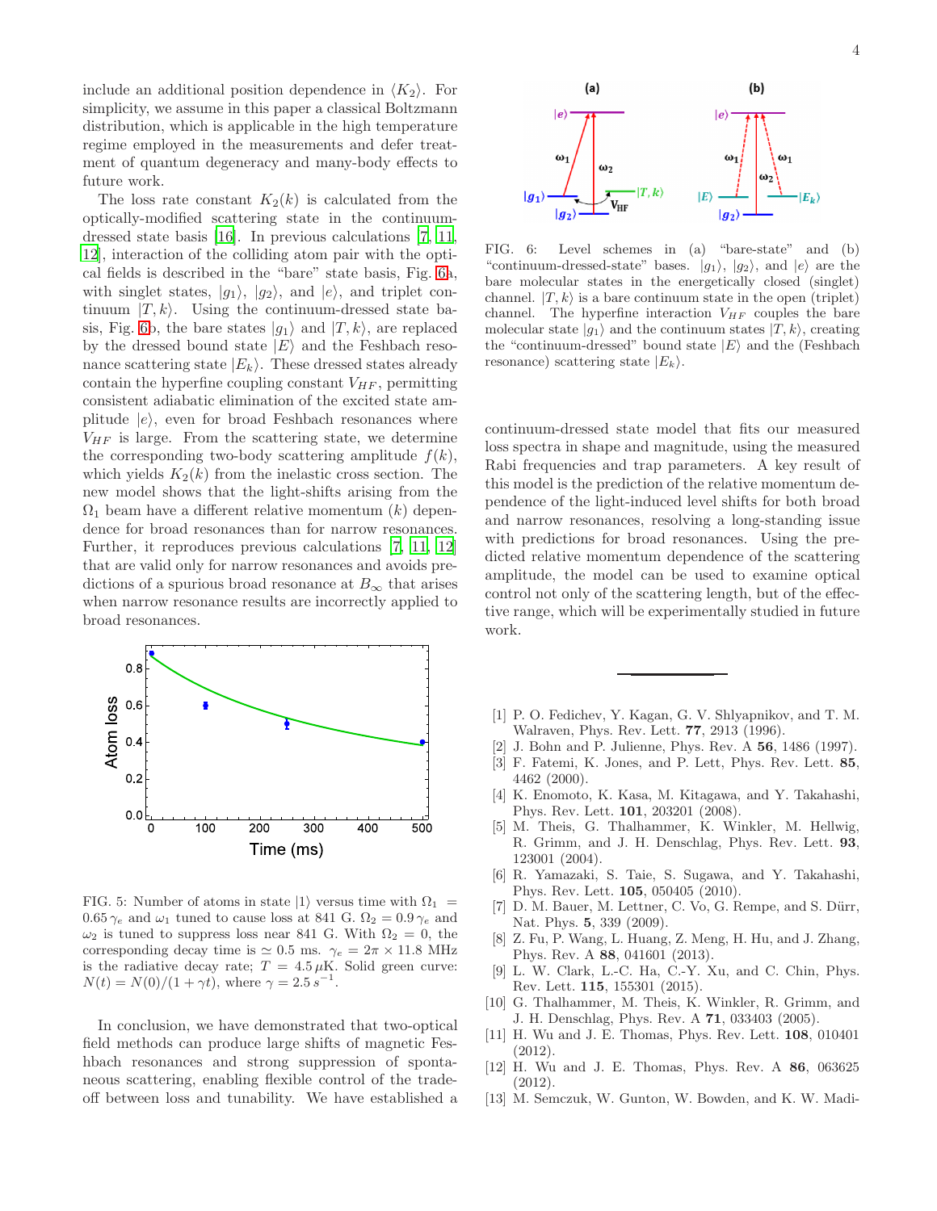include an additional position dependence in $\langle K_2 \rangle$. For simplicity, we assume in this paper a classical Boltzmann distribution, which is applicable in the high temperature regime employed in the measurements and defer treatment of quantum degeneracy and many-body effects to future work.

The loss rate constant $K_2(k)$ is calculated from the optically-modified scattering state in the continuum-dressed state basis [16]. In previous calculations [7, 11, 12], interaction of the colliding atom pair with the optical fields is described in the "bare" state basis, Fig. 6a, with singlet states, $|g_1\rangle$, $|g_2\rangle$, and $|e\rangle$, and triplet continuum $|T,k\rangle$. Using the continuum-dressed state basis, Fig. 6b, the bare states $|g_1\rangle$ and $|T,k\rangle$, are replaced by the dressed bound state $|E\rangle$ and the Feshbach resonance scattering state $|E_k\rangle$. These dressed states already contain the hyperfine coupling constant $V_{HF}$, permitting consistent adiabatic elimination of the excited state amplitude $|e\rangle$, even for broad Feshbach resonances where $V_{HF}$ is large. From the scattering state, we determine the corresponding two-body scattering amplitude $f(k)$, which yields $K_2(k)$ from the inelastic cross section. The new model shows that the light-shifts arising from the $\Omega_1$ beam have a different relative momentum ($k$) dependence for broad resonances than for narrow resonances. Further, it reproduces previous calculations [7, 11, 12] that are valid only for narrow resonances and avoids predictions of a spurious broad resonance at $B_\infty$ that arises when narrow resonance results are incorrectly applied to broad resonances.

FIG. 5: Number of atoms in state $|1\rangle$ versus time with $\Omega_1 = 0.65\,\gamma_e$ and $\omega_1$ tuned to cause loss at 841 G. $\Omega_2 = 0.9\,\gamma_e$ and $\omega_2$ is tuned to suppress loss near 841 G. With $\Omega_2 = 0$, the corresponding decay time is $\simeq 0.5$ ms. $\gamma_e = 2\pi \times 11.8$ MHz is the radiative decay rate; $T = 4.5\,\mu$K. Solid green curve: $N(t) = N(0)/(1 + \gamma t)$, where $\gamma = 2.5\,s^{-1}$.

In conclusion, we have demonstrated that two-optical field methods can produce large shifts of magnetic Feshbach resonances and strong suppression of spontaneous scattering, enabling flexible control of the trade-off between loss and tunability. We have established a continuum-dressed state model that fits our measured loss spectra in shape and magnitude, using the measured Rabi frequencies and trap parameters. A key result of this model is the prediction of the relative momentum dependence of the light-induced level shifts for both broad and narrow resonances, resolving a long-standing issue with predictions for broad resonances. Using the predicted relative momentum dependence of the scattering amplitude, the model can be used to examine optical control not only of the scattering length, but of the effective range, which will be experimentally studied in future work.

FIG. 6: Level schemes in (a) "bare-state" and (b) "continuum-dressed-state" bases. $|g_1\rangle$, $|g_2\rangle$, and $|e\rangle$ are the bare molecular states in the energetically closed (singlet) channel. $|T,k\rangle$ is a bare continuum state in the open (triplet) channel. The hyperfine interaction $V_{HF}$ couples the bare molecular state $|g_1\rangle$ and the continuum states $|T,k\rangle$, creating the "continuum-dressed" bound state $|E\rangle$ and the (Feshbach resonance) scattering state $|E_k\rangle$.

---

[1] P. O. Fedichev, Y. Kagan, G. V. Shlyapnikov, and T. M. Walraven, Phys. Rev. Lett. **77**, 2913 (1996).
[2] J. Bohn and P. Julienne, Phys. Rev. A **56**, 1486 (1997).
[3] F. Fatemi, K. Jones, and P. Lett, Phys. Rev. Lett. **85**, 4462 (2000).
[4] K. Enomoto, K. Kasa, M. Kitagawa, and Y. Takahashi, Phys. Rev. Lett. **101**, 203201 (2008).
[5] M. Theis, G. Thalhammer, K. Winkler, M. Hellwig, R. Grimm, and J. H. Denschlag, Phys. Rev. Lett. **93**, 123001 (2004).
[6] R. Yamazaki, S. Taie, S. Sugawa, and Y. Takahashi, Phys. Rev. Lett. **105**, 050405 (2010).
[7] D. M. Bauer, M. Lettner, C. Vo, G. Rempe, and S. Dürr, Nat. Phys. **5**, 339 (2009).
[8] Z. Fu, P. Wang, L. Huang, Z. Meng, H. Hu, and J. Zhang, Phys. Rev. A **88**, 041601 (2013).
[9] L. W. Clark, L.-C. Ha, C.-Y. Xu, and C. Chin, Phys. Rev. Lett. **115**, 155301 (2015).
[10] G. Thalhammer, M. Theis, K. Winkler, R. Grimm, and J. H. Denschlag, Phys. Rev. A **71**, 033403 (2005).
[11] H. Wu and J. E. Thomas, Phys. Rev. Lett. **108**, 010401 (2012).
[12] H. Wu and J. E. Thomas, Phys. Rev. A **86**, 063625 (2012).
[13] M. Semczuk, W. Gunton, W. Bowden, and K. W. Madi-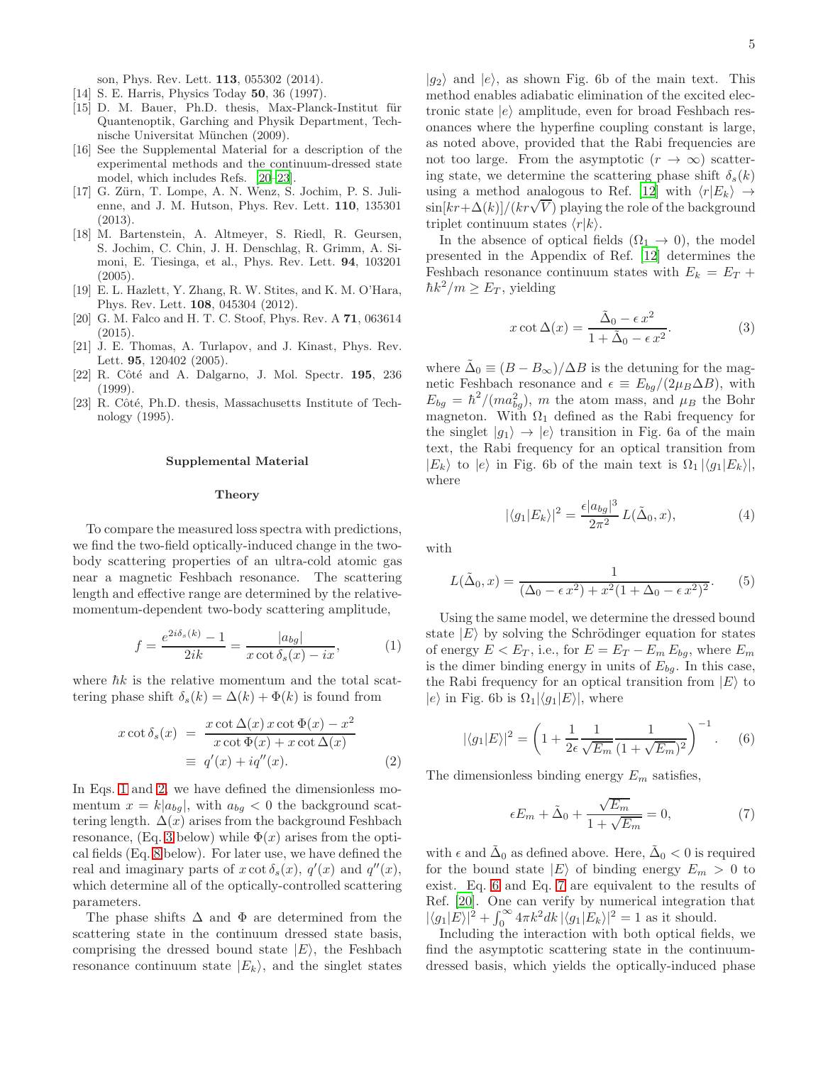son, Phys. Rev. Lett. **113**, 055302 (2014).

[14] S. E. Harris, Physics Today **50**, 36 (1997).

[15] D. M. Bauer, Ph.D. thesis, Max-Planck-Institut für Quantenoptik, Garching and Physik Department, Technische Universitat München (2009).

[16] See the Supplemental Material for a description of the experimental methods and the continuum-dressed state model, which includes Refs. [20–23].

[17] G. Zürn, T. Lompe, A. N. Wenz, S. Jochim, P. S. Julienne, and J. M. Hutson, Phys. Rev. Lett. **110**, 135301 (2013).

[18] M. Bartenstein, A. Altmeyer, S. Riedl, R. Geursen, S. Jochim, C. Chin, J. H. Denschlag, R. Grimm, A. Simoni, E. Tiesinga, et al., Phys. Rev. Lett. **94**, 103201 (2005).

[19] E. L. Hazlett, Y. Zhang, R. W. Stites, and K. M. O'Hara, Phys. Rev. Lett. **108**, 045304 (2012).

[20] G. M. Falco and H. T. C. Stoof, Phys. Rev. A **71**, 063614 (2015).

[21] J. E. Thomas, A. Turlapov, and J. Kinast, Phys. Rev. Lett. **95**, 120402 (2005).

[22] R. Côté and A. Dalgarno, J. Mol. Spectr. **195**, 236 (1999).

[23] R. Côté, Ph.D. thesis, Massachusetts Institute of Technology (1995).

## Supplemental Material

### Theory

To compare the measured loss spectra with predictions, we find the two-field optically-induced change in the two-body scattering properties of an ultra-cold atomic gas near a magnetic Feshbach resonance. The scattering length and effective range are determined by the relative-momentum-dependent two-body scattering amplitude,

$$f = \frac{e^{2i\delta_s(k)}-1}{2ik} = \frac{|a_{bg}|}{x\cot\delta_s(x) - ix}, \tag{1}$$

where $\hbar k$ is the relative momentum and the total scattering phase shift $\delta_s(k) = \Delta(k) + \Phi(k)$ is found from

$$\begin{aligned} x\cot\delta_s(x) &= \frac{x\cot\Delta(x)\, x\cot\Phi(x) - x^2}{x\cot\Phi(x) + x\cot\Delta(x)} \\ &\equiv q'(x) + iq''(x). \end{aligned} \tag{2}$$

In Eqs. 1 and 2, we have defined the dimensionless momentum $x = k|a_{bg}|$, with $a_{bg} < 0$ the background scattering length. $\Delta(x)$ arises from the background Feshbach resonance, (Eq. 3 below) while $\Phi(x)$ arises from the optical fields (Eq. 8 below). For later use, we have defined the real and imaginary parts of $x\cot\delta_s(x)$, $q'(x)$ and $q''(x)$, which determine all of the optically-controlled scattering parameters.

The phase shifts $\Delta$ and $\Phi$ are determined from the scattering state in the continuum dressed state basis, comprising the dressed bound state $|E\rangle$, the Feshbach resonance continuum state $|E_k\rangle$, and the singlet states $|g_2\rangle$ and $|e\rangle$, as shown Fig. 6b of the main text. This method enables adiabatic elimination of the excited electronic state $|e\rangle$ amplitude, even for broad Feshbach resonances where the hyperfine coupling constant is large, as noted above, provided that the Rabi frequencies are not too large. From the asymptotic ($r \to \infty$) scattering state, we determine the scattering phase shift $\delta_s(k)$ using a method analogous to Ref. [12] with $\langle r|E_k\rangle \to \sin[kr + \Delta(k)]/(kr\sqrt{V})$ playing the role of the background triplet continuum states $\langle r|k\rangle$.

In the absence of optical fields ($\Omega_1 \to 0$), the model presented in the Appendix of Ref. [12] determines the Feshbach resonance continuum states with $E_k = E_T + \hbar k^2/m \geq E_T$, yielding

$$x\cot\Delta(x) = \frac{\tilde{\Delta}_0 - \epsilon\, x^2}{1 + \tilde{\Delta}_0 - \epsilon\, x^2}. \tag{3}$$

where $\tilde{\Delta}_0 \equiv (B - B_\infty)/\Delta B$ is the detuning for the magnetic Feshbach resonance and $\epsilon \equiv E_{bg}/(2\mu_B \Delta B)$, with $E_{bg} = \hbar^2/(m a_{bg}^2)$, $m$ the atom mass, and $\mu_B$ the Bohr magneton. With $\Omega_1$ defined as the Rabi frequency for the singlet $|g_1\rangle \to |e\rangle$ transition in Fig. 6a of the main text, the Rabi frequency for an optical transition from $|E_k\rangle$ to $|e\rangle$ in Fig. 6b of the main text is $\Omega_1 |\langle g_1|E_k\rangle|$, where

$$|\langle g_1|E_k\rangle|^2 = \frac{\epsilon |a_{bg}|^3}{2\pi^2}\, L(\tilde{\Delta}_0, x), \tag{4}$$

with

$$L(\tilde{\Delta}_0, x) = \frac{1}{(\Delta_0 - \epsilon\, x^2) + x^2(1 + \Delta_0 - \epsilon\, x^2)^2}. \tag{5}$$

Using the same model, we determine the dressed bound state $|E\rangle$ by solving the Schrödinger equation for states of energy $E < E_T$, i.e., for $E = E_T - E_m E_{bg}$, where $E_m$ is the dimer binding energy in units of $E_{bg}$. In this case, the Rabi frequency for an optical transition from $|E\rangle$ to $|e\rangle$ in Fig. 6b is $\Omega_1 |\langle g_1|E\rangle|$, where

$$|\langle g_1|E\rangle|^2 = \left(1 + \frac{1}{2\epsilon}\frac{1}{\sqrt{E_m}}\frac{1}{(1+\sqrt{E_m})^2}\right)^{-1}. \tag{6}$$

The dimensionless binding energy $E_m$ satisfies,

$$\epsilon E_m + \tilde{\Delta}_0 + \frac{\sqrt{E_m}}{1 + \sqrt{E_m}} = 0, \tag{7}$$

with $\epsilon$ and $\tilde{\Delta}_0$ as defined above. Here, $\tilde{\Delta}_0 < 0$ is required for the bound state $|E\rangle$ of binding energy $E_m > 0$ to exist. Eq. 6 and Eq. 7 are equivalent to the results of Ref. [20]. One can verify by numerical integration that $|\langle g_1|E\rangle|^2 + \int_0^\infty 4\pi k^2 dk\, |\langle g_1|E_k\rangle|^2 = 1$ as it should.

Including the interaction with both optical fields, we find the asymptotic scattering state in the continuum-dressed basis, which yields the optically-induced phase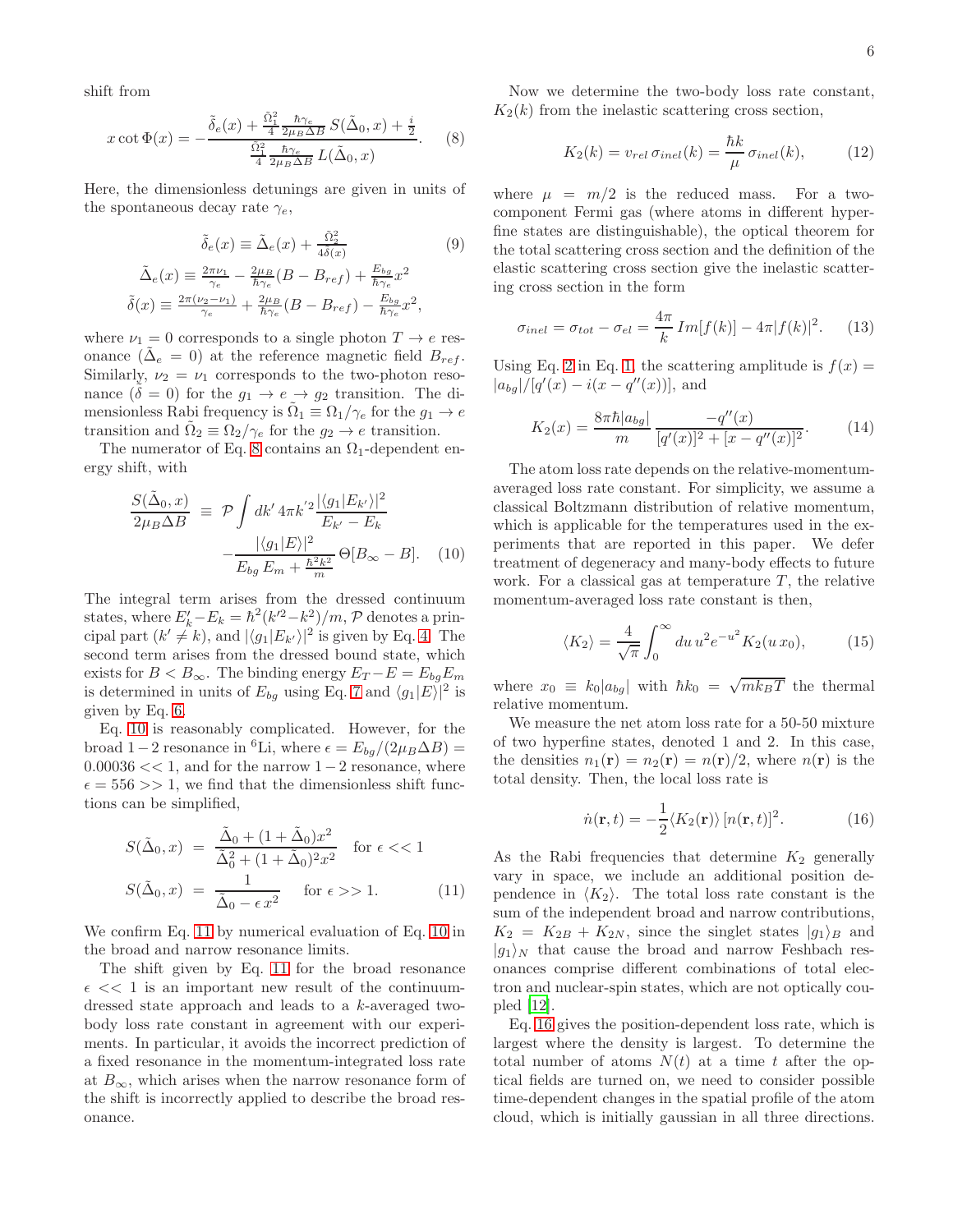shift from

$$x\cot\Phi(x) = -\frac{\tilde{\delta}_e(x) + \frac{\tilde{\Omega}_1^2}{4}\frac{\hbar\gamma_e}{2\mu_B\Delta B}\,S(\tilde{\Delta}_0,x) + \frac{i}{2}}{\frac{\tilde{\Omega}_1^2}{4}\frac{\hbar\gamma_e}{2\mu_B\Delta B}\,L(\tilde{\Delta}_0,x)}. \quad (8)$$

Here, the dimensionless detunings are given in units of the spontaneous decay rate $\gamma_e$,

$$\begin{aligned} \tilde{\delta}_e(x) &\equiv \tilde{\Delta}_e(x) + \tfrac{\tilde{\Omega}_2^2}{4\tilde{\delta}(x)} \\ \tilde{\Delta}_e(x) &\equiv \tfrac{2\pi\nu_1}{\gamma_e} - \tfrac{2\mu_B}{\hbar\gamma_e}(B - B_{ref}) + \tfrac{E_{bg}}{\hbar\gamma_e}x^2 \\ \tilde{\delta}(x) &\equiv \tfrac{2\pi(\nu_2-\nu_1)}{\gamma_e} + \tfrac{2\mu_B}{\hbar\gamma_e}(B - B_{ref}) - \tfrac{E_{bg}}{\hbar\gamma_e}x^2, \end{aligned} \quad (9)$$

where $\nu_1 = 0$ corresponds to a single photon $T \to e$ resonance ($\tilde{\Delta}_e = 0$) at the reference magnetic field $B_{ref}$. Similarly, $\nu_2 = \nu_1$ corresponds to the two-photon resonance ($\tilde{\delta} = 0$) for the $g_1 \to e \to g_2$ transition. The dimensionless Rabi frequency is $\tilde{\Omega}_1 \equiv \Omega_1/\gamma_e$ for the $g_1 \to e$ transition and $\tilde{\Omega}_2 \equiv \Omega_2/\gamma_e$ for the $g_2 \to e$ transition.

The numerator of Eq. 8 contains an $\Omega_1$-dependent energy shift, with

$$\begin{aligned} \frac{S(\tilde{\Delta}_0,x)}{2\mu_B\Delta B} \;&\equiv\; \mathcal{P}\int dk'\,4\pi k'^2\frac{|\langle g_1|E_{k'}\rangle|^2}{E_{k'}-E_k} \\ &-\frac{|\langle g_1|E\rangle|^2}{E_{bg}\,E_m + \frac{\hbar^2k^2}{m}}\,\Theta[B_\infty - B]. \end{aligned} \quad (10)$$

The integral term arises from the dressed continuum states, where $E_k' - E_k = \hbar^2(k'^2 - k^2)/m$, $\mathcal{P}$ denotes a principal part ($k' \neq k$), and $|\langle g_1|E_{k'}\rangle|^2$ is given by Eq. 4. The second term arises from the dressed bound state, which exists for $B < B_\infty$. The binding energy $E_T - E = E_{bg}E_m$ is determined in units of $E_{bg}$ using Eq. 7 and $\langle g_1|E\rangle|^2$ is given by Eq. 6.

Eq. 10 is reasonably complicated. However, for the broad $1-2$ resonance in $^6$Li, where $\epsilon = E_{bg}/(2\mu_B\Delta B) = 0.00036 << 1$, and for the narrow $1-2$ resonance, where $\epsilon = 556 >> 1$, we find that the dimensionless shift functions can be simplified,

$$\begin{aligned} S(\tilde{\Delta}_0,x) &= \frac{\tilde{\Delta}_0 + (1+\tilde{\Delta}_0)x^2}{\tilde{\Delta}_0^2 + (1+\tilde{\Delta}_0)^2x^2} \quad \text{for } \epsilon << 1 \\ S(\tilde{\Delta}_0,x) &= \frac{1}{\tilde{\Delta}_0 - \epsilon\,x^2} \quad\quad \text{for } \epsilon >> 1. \end{aligned} \quad (11)$$

We confirm Eq. 11 by numerical evaluation of Eq. 10 in the broad and narrow resonance limits.

The shift given by Eq. 11 for the broad resonance $\epsilon << 1$ is an important new result of the continuum-dressed state approach and leads to a $k$-averaged two-body loss rate constant in agreement with our experiments. In particular, it avoids the incorrect prediction of a fixed resonance in the momentum-integrated loss rate at $B_\infty$, which arises when the narrow resonance form of the shift is incorrectly applied to describe the broad resonance.

Now we determine the two-body loss rate constant, $K_2(k)$ from the inelastic scattering cross section,

$$K_2(k) = v_{rel}\,\sigma_{inel}(k) = \frac{\hbar k}{\mu}\,\sigma_{inel}(k), \quad (12)$$

where $\mu = m/2$ is the reduced mass. For a two-component Fermi gas (where atoms in different hyperfine states are distinguishable), the optical theorem for the total scattering cross section and the definition of the elastic scattering cross section give the inelastic scattering cross section in the form

$$\sigma_{inel} = \sigma_{tot} - \sigma_{el} = \frac{4\pi}{k}\,Im[f(k)] - 4\pi|f(k)|^2. \quad (13)$$

Using Eq. 2 in Eq. 1, the scattering amplitude is $f(x) = |a_{bg}|/[q'(x) - i(x - q''(x))]$, and

$$K_2(x) = \frac{8\pi\hbar|a_{bg}|}{m}\,\frac{-q''(x)}{[q'(x)]^2 + [x - q''(x)]^2}. \quad (14)$$

The atom loss rate depends on the relative-momentum-averaged loss rate constant. For simplicity, we assume a classical Boltzmann distribution of relative momentum, which is applicable for the temperatures used in the experiments that are reported in this paper. We defer treatment of degeneracy and many-body effects to future work. For a classical gas at temperature $T$, the relative momentum-averaged loss rate constant is then,

$$\langle K_2\rangle = \frac{4}{\sqrt{\pi}}\int_0^\infty du\,u^2e^{-u^2}K_2(u\,x_0), \quad (15)$$

where $x_0 \equiv k_0|a_{bg}|$ with $\hbar k_0 = \sqrt{mk_BT}$ the thermal relative momentum.

We measure the net atom loss rate for a 50-50 mixture of two hyperfine states, denoted 1 and 2. In this case, the densities $n_1(\mathbf{r}) = n_2(\mathbf{r}) = n(\mathbf{r})/2$, where $n(\mathbf{r})$ is the total density. Then, the local loss rate is

$$\dot{n}(\mathbf{r},t) = -\frac{1}{2}\langle K_2(\mathbf{r})\rangle\,[n(\mathbf{r},t)]^2. \quad (16)$$

As the Rabi frequencies that determine $K_2$ generally vary in space, we include an additional position dependence in $\langle K_2\rangle$. The total loss rate constant is the sum of the independent broad and narrow contributions, $K_2 = K_{2B} + K_{2N}$, since the singlet states $|g_1\rangle_B$ and $|g_1\rangle_N$ that cause the broad and narrow Feshbach resonances comprise different combinations of total electron and nuclear-spin states, which are not optically coupled [12].

Eq. 16 gives the position-dependent loss rate, which is largest where the density is largest. To determine the total number of atoms $N(t)$ at a time $t$ after the optical fields are turned on, we need to consider possible time-dependent changes in the spatial profile of the atom cloud, which is initially gaussian in all three directions.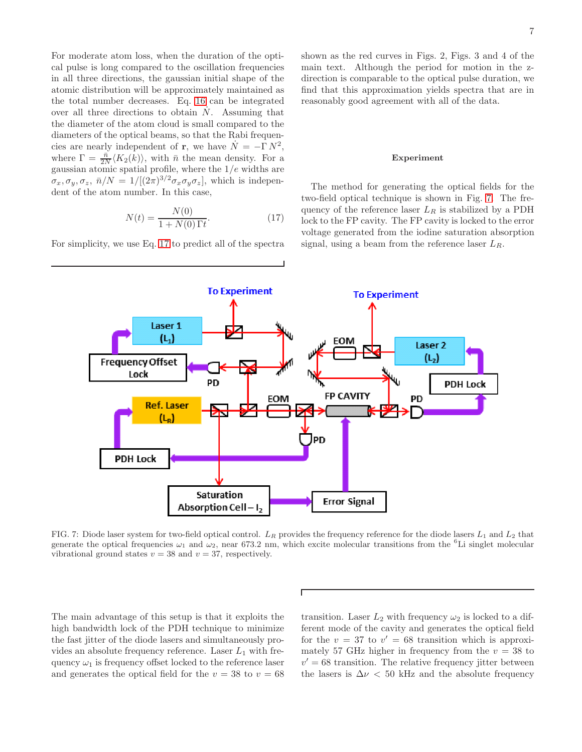For moderate atom loss, when the duration of the optical pulse is long compared to the oscillation frequencies in all three directions, the gaussian initial shape of the atomic distribution will be approximately maintained as the total number decreases. Eq. 16 can be integrated over all three directions to obtain $\dot{N}$. Assuming that the diameter of the atom cloud is small compared to the diameters of the optical beams, so that the Rabi frequencies are nearly independent of $\mathbf{r}$, we have $\dot{N} = -\Gamma\, N^2$, where $\Gamma = \frac{\bar{n}}{2N}\langle K_2(k)\rangle$, with $\bar{n}$ the mean density. For a gaussian atomic spatial profile, where the $1/e$ widths are $\sigma_x, \sigma_y, \sigma_z$, $\bar{n}/N = 1/[(2\pi)^{3/2}\sigma_x\sigma_y\sigma_z]$, which is independent of the atom number. In this case,

$$N(t) = \frac{N(0)}{1 + N(0)\,\Gamma t}. \tag{17}$$

For simplicity, we use Eq. 17 to predict all of the spectra shown as the red curves in Figs. 2, Figs. 3 and 4 of the main text. Although the period for motion in the z-direction is comparable to the optical pulse duration, we find that this approximation yields spectra that are in reasonably good agreement with all of the data.

### Experiment

The method for generating the optical fields for the two-field optical technique is shown in Fig. 7. The frequency of the reference laser $L_R$ is stabilized by a PDH lock to the FP cavity. The FP cavity is locked to the error voltage generated from the iodine saturation absorption signal, using a beam from the reference laser $L_R$.

FIG. 7: Diode laser system for two-field optical control. $L_R$ provides the frequency reference for the diode lasers $L_1$ and $L_2$ that generate the optical frequencies $\omega_1$ and $\omega_2$, near 673.2 nm, which excite molecular transitions from the $^6$Li singlet molecular vibrational ground states $v = 38$ and $v = 37$, respectively.

The main advantage of this setup is that it exploits the high bandwidth lock of the PDH technique to minimize the fast jitter of the diode lasers and simultaneously provides an absolute frequency reference. Laser $L_1$ with frequency $\omega_1$ is frequency offset locked to the reference laser and generates the optical field for the $v = 38$ to $v = 68$ transition. Laser $L_2$ with frequency $\omega_2$ is locked to a different mode of the cavity and generates the optical field for the $v = 37$ to $v' = 68$ transition which is approximately 57 GHz higher in frequency from the $v = 38$ to $v' = 68$ transition. The relative frequency jitter between the lasers is $\Delta\nu < 50$ kHz and the absolute frequency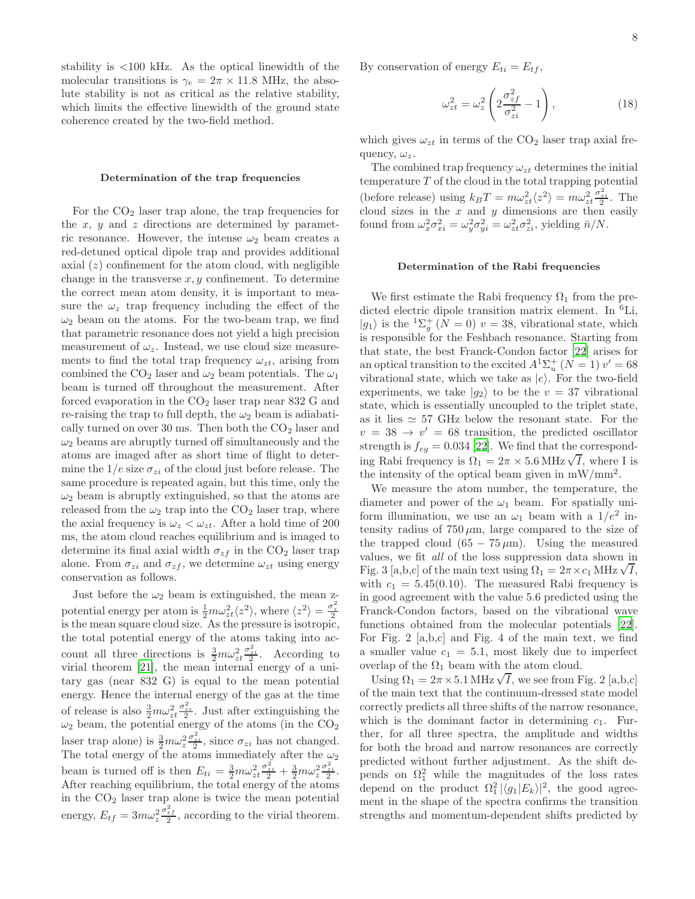stability is <100 kHz. As the optical linewidth of the molecular transitions is $\gamma_e = 2\pi \times 11.8$ MHz, the absolute stability is not as critical as the relative stability, which limits the effective linewidth of the ground state coherence created by the two-field method.

### Determination of the trap frequencies

For the $CO_2$ laser trap alone, the trap frequencies for the $x$, $y$ and $z$ directions are determined by parametric resonance. However, the intense $\omega_2$ beam creates a red-detuned optical dipole trap and provides additional axial ($z$) confinement for the atom cloud, with negligible change in the transverse $x, y$ confinement. To determine the correct mean atom density, it is important to measure the $\omega_z$ trap frequency including the effect of the $\omega_2$ beam on the atoms. For the two-beam trap, we find that parametric resonance does not yield a high precision measurement of $\omega_z$. Instead, we use cloud size measurements to find the total trap frequency $\omega_{zt}$, arising from combined the $CO_2$ laser and $\omega_2$ beam potentials. The $\omega_1$ beam is turned off throughout the measurement. After forced evaporation in the $CO_2$ laser trap near 832 G and re-raising the trap to full depth, the $\omega_2$ beam is adiabatically turned on over 30 ms. Then both the $CO_2$ laser and $\omega_2$ beams are abruptly turned off simultaneously and the atoms are imaged after as short time of flight to determine the $1/e$ size $\sigma_{zi}$ of the cloud just before release. The same procedure is repeated again, but this time, only the $\omega_2$ beam is abruptly extinguished, so that the atoms are released from the $\omega_2$ trap into the $CO_2$ laser trap, where the axial frequency is $\omega_z < \omega_{zt}$. After a hold time of 200 ms, the atom cloud reaches equilibrium and is imaged to determine its final axial width $\sigma_{zf}$ in the $CO_2$ laser trap alone. From $\sigma_{zi}$ and $\sigma_{zf}$, we determine $\omega_{zt}$ using energy conservation as follows.

Just before the $\omega_2$ beam is extinguished, the mean z-potential energy per atom is $\frac{1}{2}m\omega_{zt}^2\langle z^2\rangle$, where $\langle z^2\rangle = \frac{\sigma_z^2}{2}$ is the mean square cloud size. As the pressure is isotropic, the total potential energy of the atoms taking into account all three directions is $\frac{3}{2}m\omega_{zt}^2\frac{\sigma_{zi}^2}{2}$. According to virial theorem [21], the mean internal energy of a unitary gas (near 832 G) is equal to the mean potential energy. Hence the internal energy of the gas at the time of release is also $\frac{3}{2}m\omega_{zt}^2\frac{\sigma_{zi}^2}{2}$. Just after extinguishing the $\omega_2$ beam, the potential energy of the atoms (in the $CO_2$ laser trap alone) is $\frac{3}{2}m\omega_z^2\frac{\sigma_{zi}^2}{2}$, since $\sigma_{zi}$ has not changed. The total energy of the atoms immediately after the $\omega_2$ beam is turned off is then $E_{ti} = \frac{3}{2}m\omega_{zt}^2\frac{\sigma_{zi}^2}{2} + \frac{3}{2}m\omega_z^2\frac{\sigma_{zi}^2}{2}$. After reaching equilibrium, the total energy of the atoms in the $CO_2$ laser trap alone is twice the mean potential energy, $E_{tf} = 3m\omega_z^2\frac{\sigma_{zf}^2}{2}$, according to the virial theorem.

By conservation of energy $E_{ti} = E_{tf}$,

$$\omega_{zt}^2 = \omega_z^2\left(2\frac{\sigma_{zf}^2}{\sigma_{zi}^2} - 1\right), \tag{18}$$

which gives $\omega_{zt}$ in terms of the $CO_2$ laser trap axial frequency, $\omega_z$.

The combined trap frequency $\omega_{zt}$ determines the initial temperature $T$ of the cloud in the total trapping potential (before release) using $k_BT = m\omega_{zt}^2\langle z^2\rangle = m\omega_{zt}^2\frac{\sigma_{zi}^2}{2}$. The cloud sizes in the $x$ and $y$ dimensions are then easily found from $\omega_x^2\sigma_{xi}^2 = \omega_y^2\sigma_{yi}^2 = \omega_{zt}^2\sigma_{zi}^2$, yielding $\bar{n}/N$.

### Determination of the Rabi frequencies

We first estimate the Rabi frequency $\Omega_1$ from the predicted electric dipole transition matrix element. In $^6$Li, $|g_1\rangle$ is the $^1\Sigma_g^+\,(N=0)$ $v = 38$, vibrational state, which is responsible for the Feshbach resonance. Starting from that state, the best Franck-Condon factor [22] arises for an optical transition to the excited $A^1\Sigma_u^+\,(N=1)$ $v' = 68$ vibrational state, which we take as $|e\rangle$. For the two-field experiments, we take $|g_2\rangle$ to be the $v = 37$ vibrational state, which is essentially uncoupled to the triplet state, as it lies $\simeq 57$ GHz below the resonant state. For the $v = 38 \rightarrow v' = 68$ transition, the predicted oscillator strength is $f_{eg} = 0.034$ [22]. We find that the corresponding Rabi frequency is $\Omega_1 = 2\pi \times 5.6\,\text{MHz}\,\sqrt{I}$, where I is the intensity of the optical beam given in mW/mm$^2$.

We measure the atom number, the temperature, the diameter and power of the $\omega_1$ beam. For spatially uniform illumination, we use an $\omega_1$ beam with a $1/e^2$ intensity radius of $750\,\mu$m, large compared to the size of the trapped cloud ($65 - 75\,\mu$m). Using the measured values, we fit *all* of the loss suppression data shown in Fig. 3 [a,b,c] of the main text using $\Omega_1 = 2\pi \times c_1\,\text{MHz}\,\sqrt{I}$, with $c_1 = 5.45(0.10)$. The measured Rabi frequency is in good agreement with the value 5.6 predicted using the Franck-Condon factors, based on the vibrational wave functions obtained from the molecular potentials [22]. For Fig. 2 [a,b,c] and Fig. 4 of the main text, we find a smaller value $c_1 = 5.1$, most likely due to imperfect overlap of the $\Omega_1$ beam with the atom cloud.

Using $\Omega_1 = 2\pi \times 5.1\,\text{MHz}\,\sqrt{I}$, we see from Fig. 2 [a,b,c] of the main text that the continuum-dressed state model correctly predicts all three shifts of the narrow resonance, which is the dominant factor in determining $c_1$. Further, for all three spectra, the amplitude and widths for both the broad and narrow resonances are correctly predicted without further adjustment. As the shift depends on $\Omega_1^2$ while the magnitudes of the loss rates depend on the product $\Omega_1^2\,|\langle g_1|E_k\rangle|^2$, the good agreement in the shape of the spectra confirms the transition strengths and momentum-dependent shifts predicted by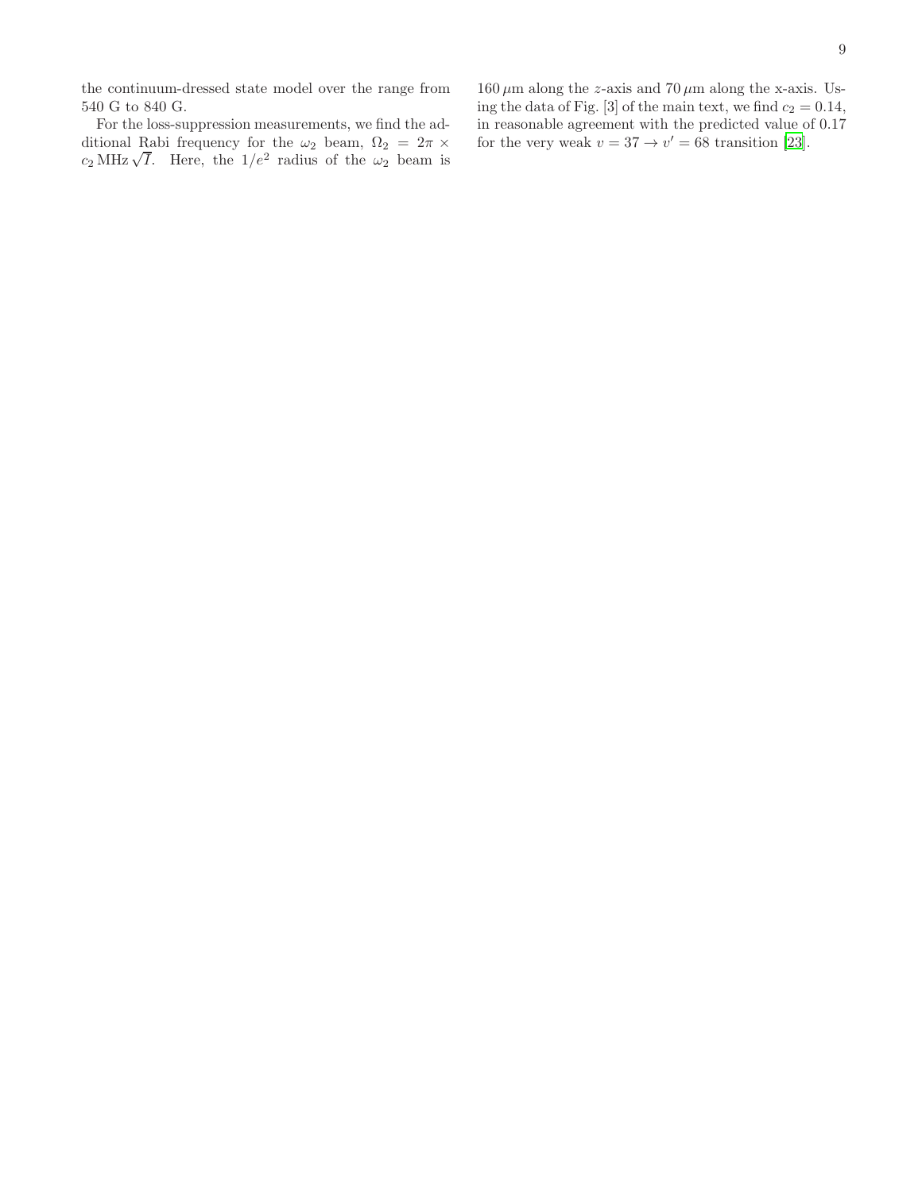the continuum-dressed state model over the range from 540 G to 840 G.

For the loss-suppression measurements, we find the additional Rabi frequency for the $\omega_2$ beam, $\Omega_2 = 2\pi \times c_2\,\mathrm{MHz}\,\sqrt{I}$. Here, the $1/e^2$ radius of the $\omega_2$ beam is $160\,\mu$m along the $z$-axis and $70\,\mu$m along the x-axis. Using the data of Fig. [3] of the main text, we find $c_2 = 0.14$, in reasonable agreement with the predicted value of 0.17 for the very weak $v = 37 \rightarrow v' = 68$ transition [23].